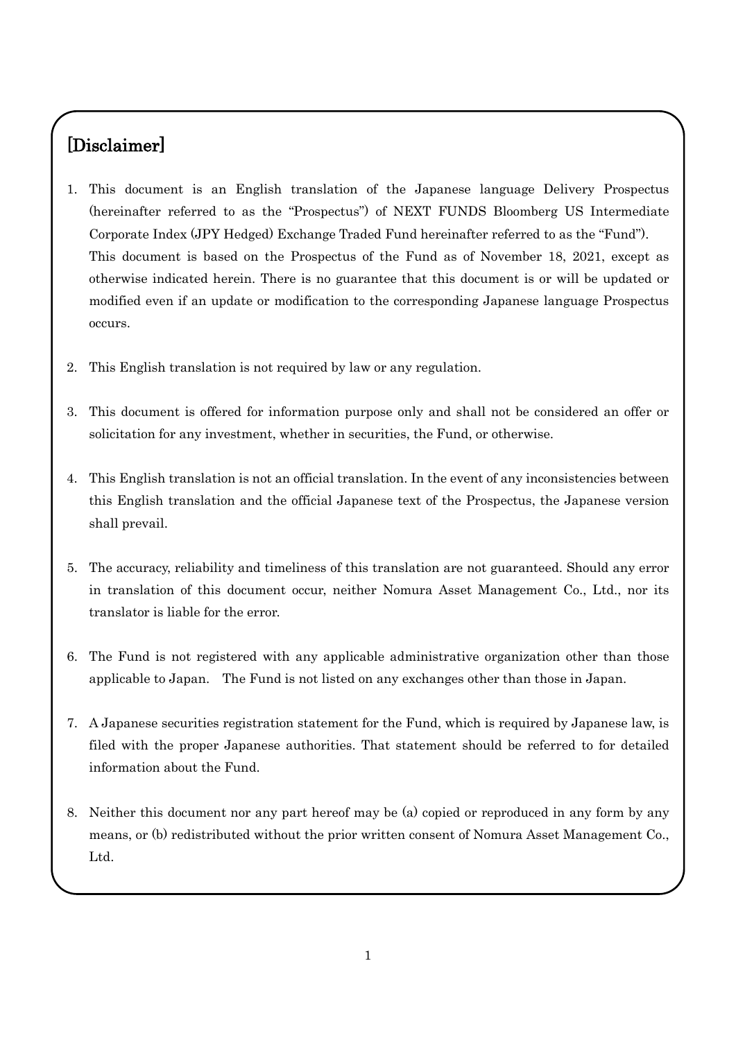## [Disclaimer]

1. This document is an English translation of the Japanese language Delivery Prospectus (hereinafter referred to as the "Prospectus") of NEXT FUNDS Bloomberg US Intermediate Corporate Index (JPY Hedged) Exchange Traded Fund hereinafter referred to as the "Fund"). This document is based on the Prospectus of the Fund as of November 18, 2021, except as otherwise indicated herein. There is no guarantee that this document is or will be updated or modified even if an update or modification to the corresponding Japanese language Prospectus occurs.

2. This English translation is not required by law or any regulation.

3. This document is offered for information purpose only and shall not be considered an offer or solicitation for any investment, whether in securities, the Fund, or otherwise.

4. This English translation is not an official translation. In the event of any inconsistencies between this English translation and the official Japanese text of the Prospectus, the Japanese version shall prevail.

5. The accuracy, reliability and timeliness of this translation are not guaranteed. Should any error in translation of this document occur, neither Nomura Asset Management Co., Ltd., nor its translator is liable for the error.

6. The Fund is not registered with any applicable administrative organization other than those applicable to Japan. The Fund is not listed on any exchanges other than those in Japan.

7. A Japanese securities registration statement for the Fund, which is required by Japanese law, is filed with the proper Japanese authorities. That statement should be referred to for detailed information about the Fund.

8. Neither this document nor any part hereof may be (a) copied or reproduced in any form by any means, or (b) redistributed without the prior written consent of Nomura Asset Management Co., Ltd.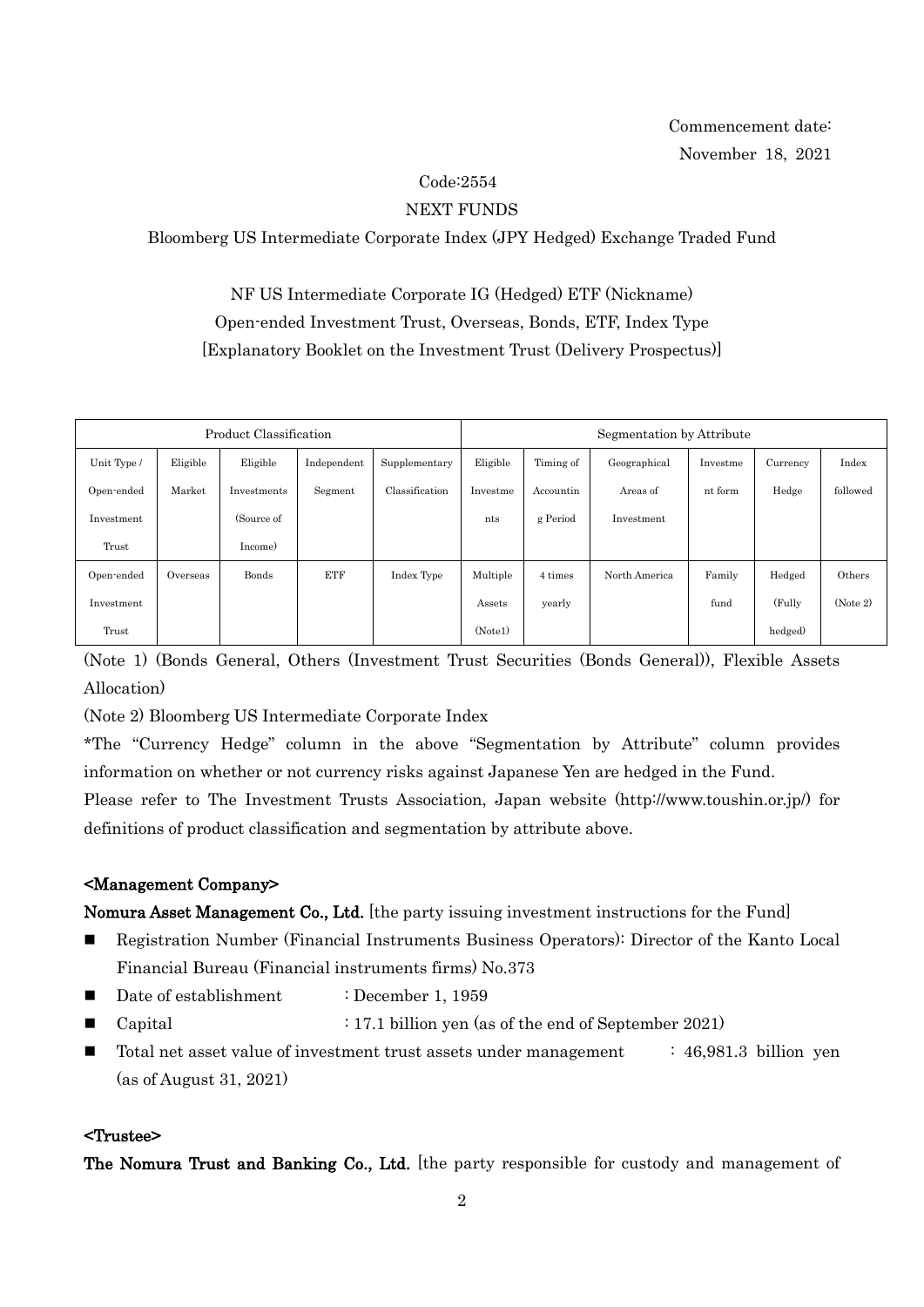Commencement date:
November 18, 2021

Code:2554

NEXT FUNDS

Bloomberg US Intermediate Corporate Index (JPY Hedged) Exchange Traded Fund

NF US Intermediate Corporate IG (Hedged) ETF (Nickname)

Open-ended Investment Trust, Overseas, Bonds, ETF, Index Type

[Explanatory Booklet on the Investment Trust (Delivery Prospectus)]

| Product Classification | | | | | Segmentation by Attribute | | | | | |
|---|---|---|---|---|---|---|---|---|---|---|
| Unit Type / Open-ended Investment Trust | Eligible Market | Eligible Investments (Source of Income) | Independent Segment | Supplementary Classification | Eligible Investments | Timing of Accounting Period | Geographical Areas of Investment | Investment form | Currency Hedge | Index followed |
| Open-ended Investment Trust | Overseas | Bonds | ETF | Index Type | Multiple Assets (Note1) | 4 times yearly | North America | Family fund | Hedged (Fully hedged) | Others (Note 2) |

(Note 1) (Bonds General, Others (Investment Trust Securities (Bonds General)), Flexible Assets Allocation)

(Note 2) Bloomberg US Intermediate Corporate Index

*The "Currency Hedge" column in the above "Segmentation by Attribute" column provides information on whether or not currency risks against Japanese Yen are hedged in the Fund.

Please refer to The Investment Trusts Association, Japan website (http://www.toushin.or.jp/) for definitions of product classification and segmentation by attribute above.

## <Management Company>

**Nomura Asset Management Co., Ltd.** [the party issuing investment instructions for the Fund]

- Registration Number (Financial Instruments Business Operators): Director of the Kanto Local Financial Bureau (Financial instruments firms) No.373
- Date of establishment : December 1, 1959
- Capital : 17.1 billion yen (as of the end of September 2021)
- Total net asset value of investment trust assets under management : 46,981.3 billion yen (as of August 31, 2021)

## <Trustee>

**The Nomura Trust and Banking Co., Ltd.** [the party responsible for custody and management of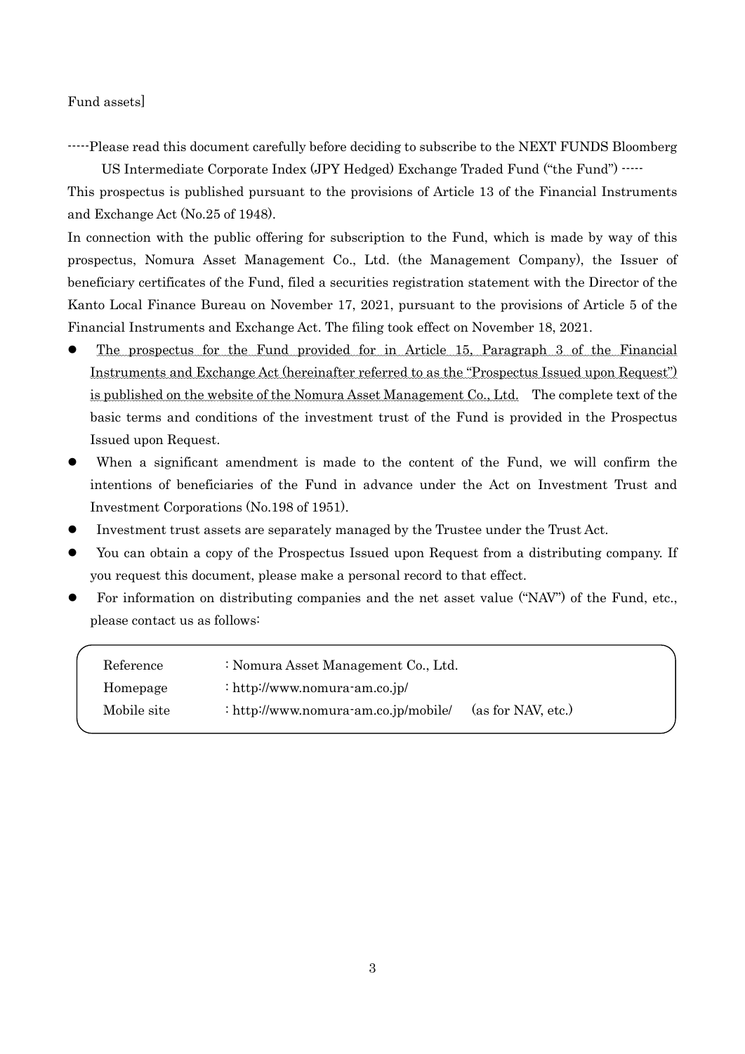Fund assets]

-----Please read this document carefully before deciding to subscribe to the NEXT FUNDS Bloomberg US Intermediate Corporate Index (JPY Hedged) Exchange Traded Fund ("the Fund") -----

This prospectus is published pursuant to the provisions of Article 13 of the Financial Instruments and Exchange Act (No.25 of 1948).

In connection with the public offering for subscription to the Fund, which is made by way of this prospectus, Nomura Asset Management Co., Ltd. (the Management Company), the Issuer of beneficiary certificates of the Fund, filed a securities registration statement with the Director of the Kanto Local Finance Bureau on November 17, 2021, pursuant to the provisions of Article 5 of the Financial Instruments and Exchange Act. The filing took effect on November 18, 2021.

- The prospectus for the Fund provided for in Article 15, Paragraph 3 of the Financial Instruments and Exchange Act (hereinafter referred to as the "Prospectus Issued upon Request") is published on the website of the Nomura Asset Management Co., Ltd. The complete text of the basic terms and conditions of the investment trust of the Fund is provided in the Prospectus Issued upon Request.
- When a significant amendment is made to the content of the Fund, we will confirm the intentions of beneficiaries of the Fund in advance under the Act on Investment Trust and Investment Corporations (No.198 of 1951).
- Investment trust assets are separately managed by the Trustee under the Trust Act.
- You can obtain a copy of the Prospectus Issued upon Request from a distributing company. If you request this document, please make a personal record to that effect.
- For information on distributing companies and the net asset value ("NAV") of the Fund, etc., please contact us as follows:

| | | |
|---|---|---|
| Reference | : Nomura Asset Management Co., Ltd. | |
| Homepage | : http://www.nomura-am.co.jp/ | |
| Mobile site | : http://www.nomura-am.co.jp/mobile/ | (as for NAV, etc.) |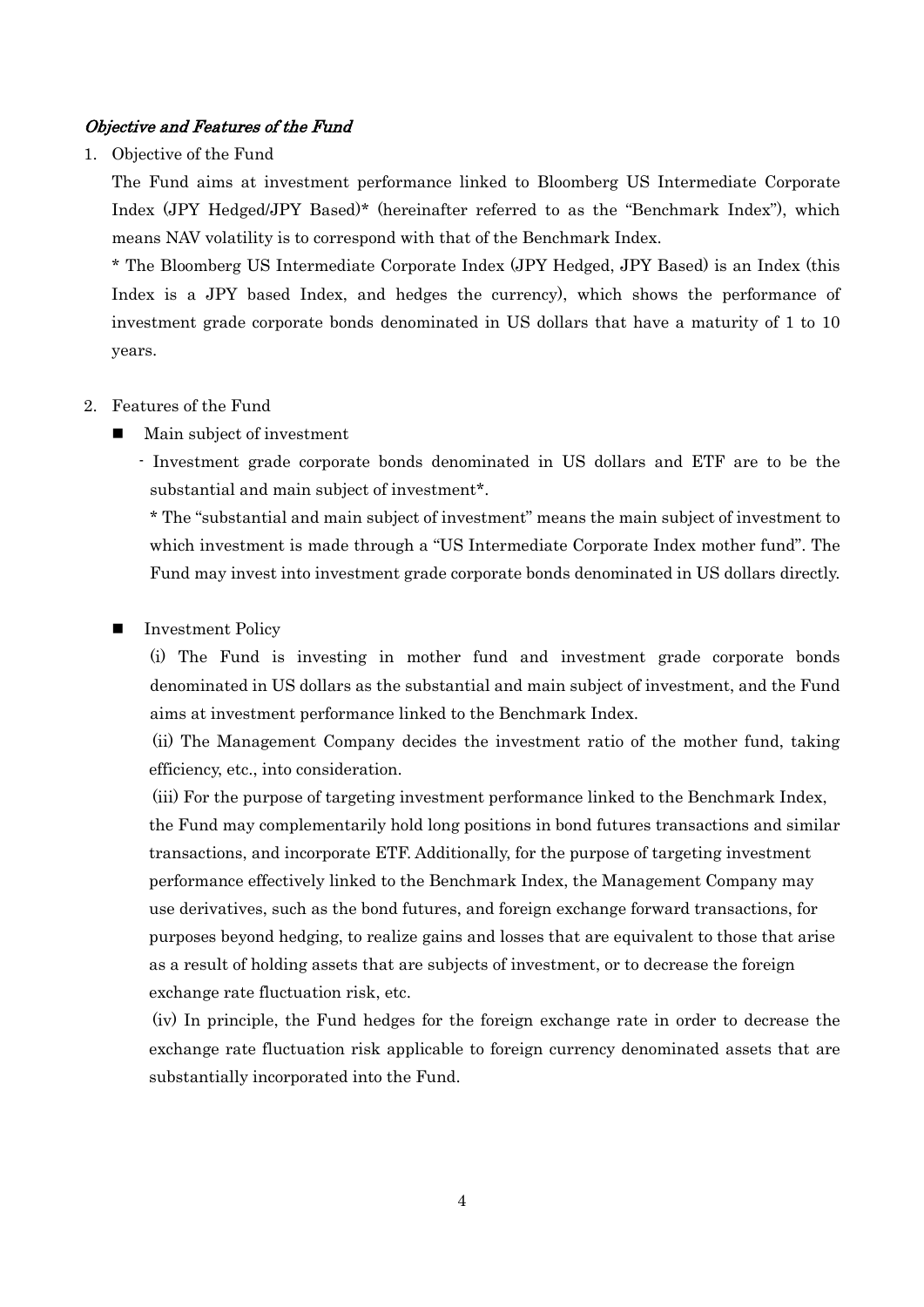### *Objective and Features of the Fund*

1. Objective of the Fund

   The Fund aims at investment performance linked to Bloomberg US Intermediate Corporate Index (JPY Hedged/JPY Based)* (hereinafter referred to as the "Benchmark Index"), which means NAV volatility is to correspond with that of the Benchmark Index.

   * The Bloomberg US Intermediate Corporate Index (JPY Hedged, JPY Based) is an Index (this Index is a JPY based Index, and hedges the currency), which shows the performance of investment grade corporate bonds denominated in US dollars that have a maturity of 1 to 10 years.

2. Features of the Fund

   - Main subject of investment

     - Investment grade corporate bonds denominated in US dollars and ETF are to be the substantial and main subject of investment*.

       * The "substantial and main subject of investment" means the main subject of investment to which investment is made through a "US Intermediate Corporate Index mother fund". The Fund may invest into investment grade corporate bonds denominated in US dollars directly.

   - Investment Policy

     (i) The Fund is investing in mother fund and investment grade corporate bonds denominated in US dollars as the substantial and main subject of investment, and the Fund aims at investment performance linked to the Benchmark Index.

     (ii) The Management Company decides the investment ratio of the mother fund, taking efficiency, etc., into consideration.

     (iii) For the purpose of targeting investment performance linked to the Benchmark Index, the Fund may complementarily hold long positions in bond futures transactions and similar transactions, and incorporate ETF. Additionally, for the purpose of targeting investment performance effectively linked to the Benchmark Index, the Management Company may use derivatives, such as the bond futures, and foreign exchange forward transactions, for purposes beyond hedging, to realize gains and losses that are equivalent to those that arise as a result of holding assets that are subjects of investment, or to decrease the foreign exchange rate fluctuation risk, etc.

     (iv) In principle, the Fund hedges for the foreign exchange rate in order to decrease the exchange rate fluctuation risk applicable to foreign currency denominated assets that are substantially incorporated into the Fund.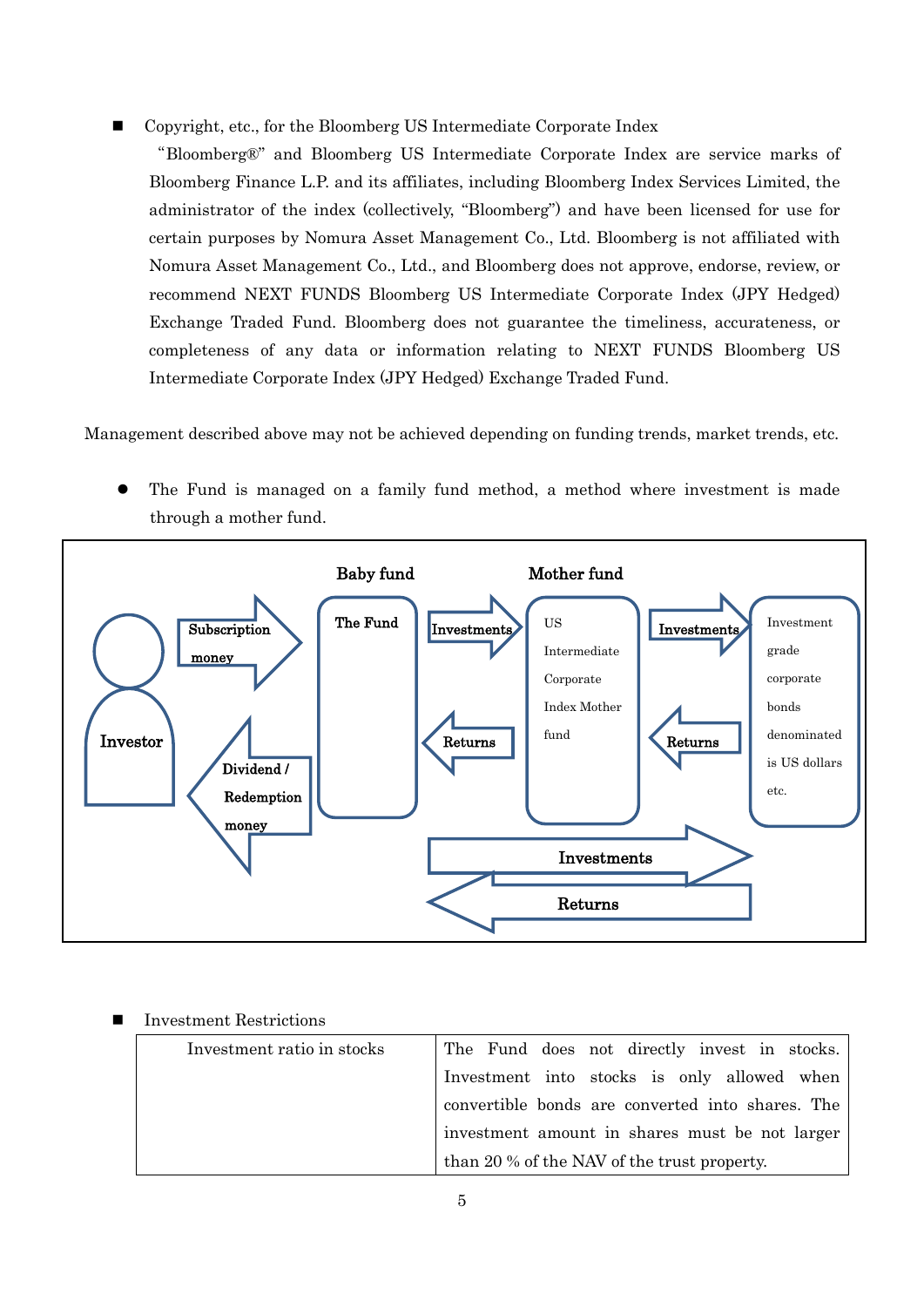- Copyright, etc., for the Bloomberg US Intermediate Corporate Index

  "Bloomberg®" and Bloomberg US Intermediate Corporate Index are service marks of Bloomberg Finance L.P. and its affiliates, including Bloomberg Index Services Limited, the administrator of the index (collectively, "Bloomberg") and have been licensed for use for certain purposes by Nomura Asset Management Co., Ltd. Bloomberg is not affiliated with Nomura Asset Management Co., Ltd., and Bloomberg does not approve, endorse, review, or recommend NEXT FUNDS Bloomberg US Intermediate Corporate Index (JPY Hedged) Exchange Traded Fund. Bloomberg does not guarantee the timeliness, accurateness, or completeness of any data or information relating to NEXT FUNDS Bloomberg US Intermediate Corporate Index (JPY Hedged) Exchange Traded Fund.

Management described above may not be achieved depending on funding trends, market trends, etc.

- The Fund is managed on a family fund method, a method where investment is made through a mother fund.

Investor → Subscription money → **Baby fund**: The Fund → Investments → **Mother fund**: US Intermediate Corporate Index Mother fund → Investments → Investment grade corporate bonds denominated is US dollars etc.

Investment grade corporate bonds denominated is US dollars etc. → Returns → US Intermediate Corporate Index Mother fund → Returns → The Fund → Dividend / Redemption money → Investor

The Fund → Investments → Investment grade corporate bonds denominated is US dollars etc.; Returns → The Fund

- Investment Restrictions

| | |
|---|---|
| Investment ratio in stocks | The Fund does not directly invest in stocks. Investment into stocks is only allowed when convertible bonds are converted into shares. The investment amount in shares must be not larger than 20 % of the NAV of the trust property. |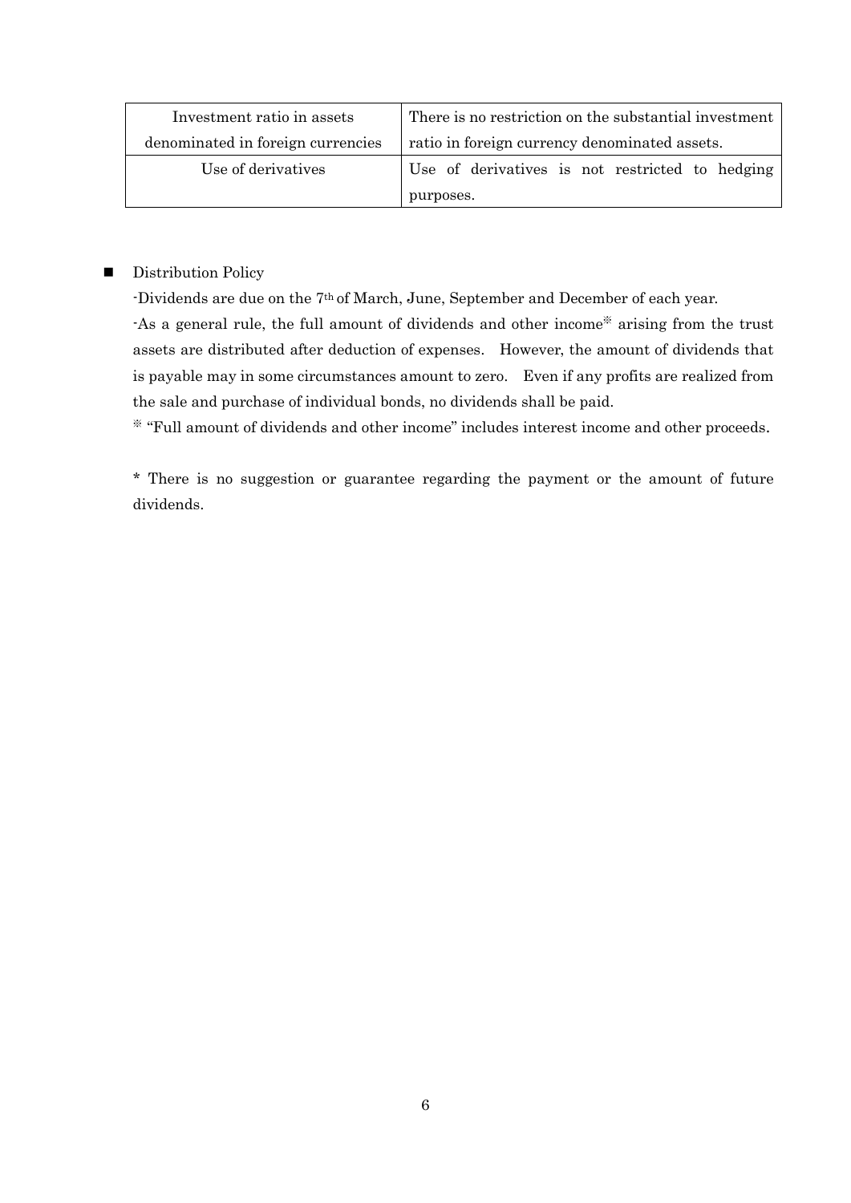| Investment ratio in assets denominated in foreign currencies | There is no restriction on the substantial investment ratio in foreign currency denominated assets. |
| --- | --- |
| Use of derivatives | Use of derivatives is not restricted to hedging purposes. |

- Distribution Policy

  -Dividends are due on the 7th of March, June, September and December of each year.

  -As a general rule, the full amount of dividends and other income※ arising from the trust assets are distributed after deduction of expenses. However, the amount of dividends that is payable may in some circumstances amount to zero. Even if any profits are realized from the sale and purchase of individual bonds, no dividends shall be paid.

  ※ "Full amount of dividends and other income" includes interest income and other proceeds.

  * There is no suggestion or guarantee regarding the payment or the amount of future dividends.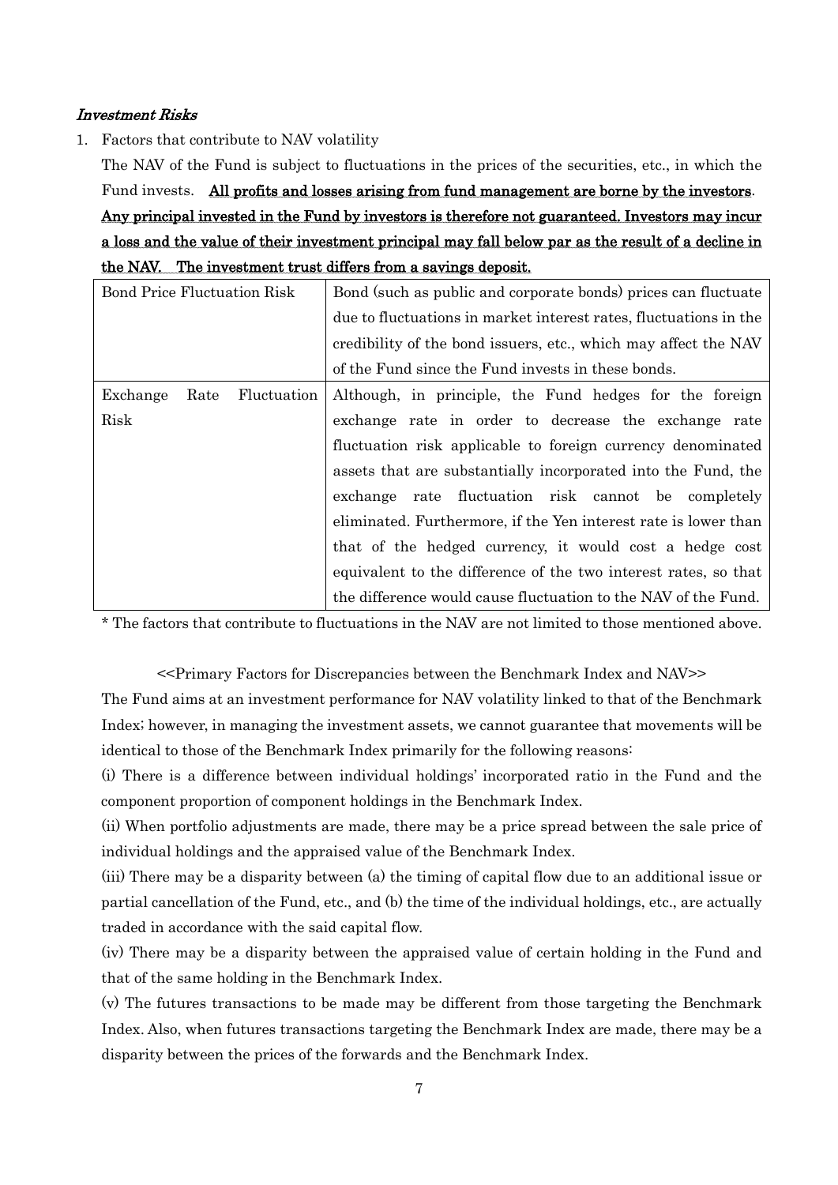### *Investment Risks*

1. Factors that contribute to NAV volatility

The NAV of the Fund is subject to fluctuations in the prices of the securities, etc., in which the Fund invests. **All profits and losses arising from fund management are borne by the investors. Any principal invested in the Fund by investors is therefore not guaranteed. Investors may incur a loss and the value of their investment principal may fall below par as the result of a decline in the NAV. The investment trust differs from a savings deposit.**

| Bond Price Fluctuation Risk | Bond (such as public and corporate bonds) prices can fluctuate due to fluctuations in market interest rates, fluctuations in the credibility of the bond issuers, etc., which may affect the NAV of the Fund since the Fund invests in these bonds. |
|---|---|
| Exchange Rate Fluctuation Risk | Although, in principle, the Fund hedges for the foreign exchange rate in order to decrease the exchange rate fluctuation risk applicable to foreign currency denominated assets that are substantially incorporated into the Fund, the exchange rate fluctuation risk cannot be completely eliminated. Furthermore, if the Yen interest rate is lower than that of the hedged currency, it would cost a hedge cost equivalent to the difference of the two interest rates, so that the difference would cause fluctuation to the NAV of the Fund. |

* The factors that contribute to fluctuations in the NAV are not limited to those mentioned above.

<<Primary Factors for Discrepancies between the Benchmark Index and NAV>>

The Fund aims at an investment performance for NAV volatility linked to that of the Benchmark Index; however, in managing the investment assets, we cannot guarantee that movements will be identical to those of the Benchmark Index primarily for the following reasons:

(i) There is a difference between individual holdings' incorporated ratio in the Fund and the component proportion of component holdings in the Benchmark Index.

(ii) When portfolio adjustments are made, there may be a price spread between the sale price of individual holdings and the appraised value of the Benchmark Index.

(iii) There may be a disparity between (a) the timing of capital flow due to an additional issue or partial cancellation of the Fund, etc., and (b) the time of the individual holdings, etc., are actually traded in accordance with the said capital flow.

(iv) There may be a disparity between the appraised value of certain holding in the Fund and that of the same holding in the Benchmark Index.

(v) The futures transactions to be made may be different from those targeting the Benchmark Index. Also, when futures transactions targeting the Benchmark Index are made, there may be a disparity between the prices of the forwards and the Benchmark Index.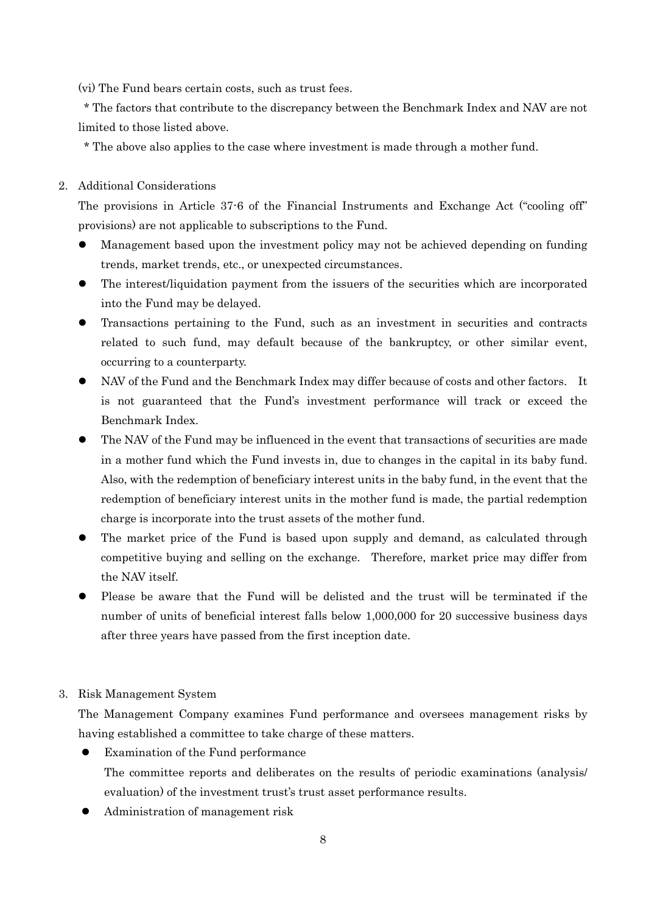(vi) The Fund bears certain costs, such as trust fees.

\* The factors that contribute to the discrepancy between the Benchmark Index and NAV are not limited to those listed above.

\* The above also applies to the case where investment is made through a mother fund.

2. Additional Considerations

The provisions in Article 37-6 of the Financial Instruments and Exchange Act ("cooling off" provisions) are not applicable to subscriptions to the Fund.

- Management based upon the investment policy may not be achieved depending on funding trends, market trends, etc., or unexpected circumstances.
- The interest/liquidation payment from the issuers of the securities which are incorporated into the Fund may be delayed.
- Transactions pertaining to the Fund, such as an investment in securities and contracts related to such fund, may default because of the bankruptcy, or other similar event, occurring to a counterparty.
- NAV of the Fund and the Benchmark Index may differ because of costs and other factors. It is not guaranteed that the Fund's investment performance will track or exceed the Benchmark Index.
- The NAV of the Fund may be influenced in the event that transactions of securities are made in a mother fund which the Fund invests in, due to changes in the capital in its baby fund. Also, with the redemption of beneficiary interest units in the baby fund, in the event that the redemption of beneficiary interest units in the mother fund is made, the partial redemption charge is incorporate into the trust assets of the mother fund.
- The market price of the Fund is based upon supply and demand, as calculated through competitive buying and selling on the exchange. Therefore, market price may differ from the NAV itself.
- Please be aware that the Fund will be delisted and the trust will be terminated if the number of units of beneficial interest falls below 1,000,000 for 20 successive business days after three years have passed from the first inception date.

3. Risk Management System

The Management Company examines Fund performance and oversees management risks by having established a committee to take charge of these matters.

- Examination of the Fund performance

  The committee reports and deliberates on the results of periodic examinations (analysis/ evaluation) of the investment trust's trust asset performance results.

- Administration of management risk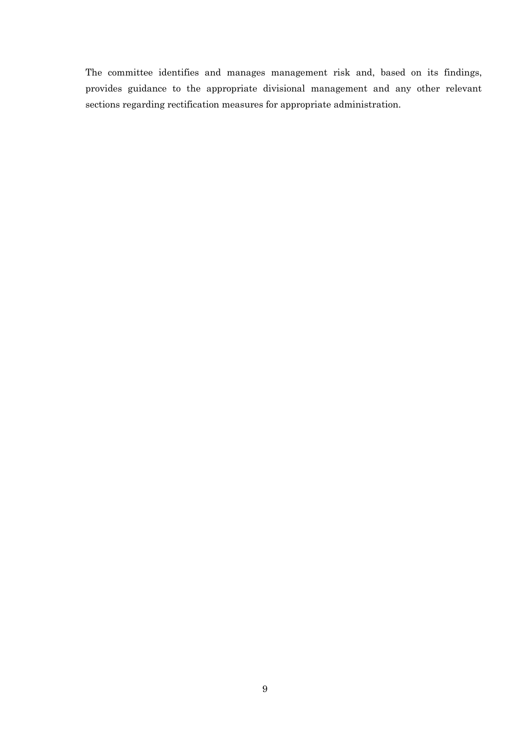The committee identifies and manages management risk and, based on its findings, provides guidance to the appropriate divisional management and any other relevant sections regarding rectification measures for appropriate administration.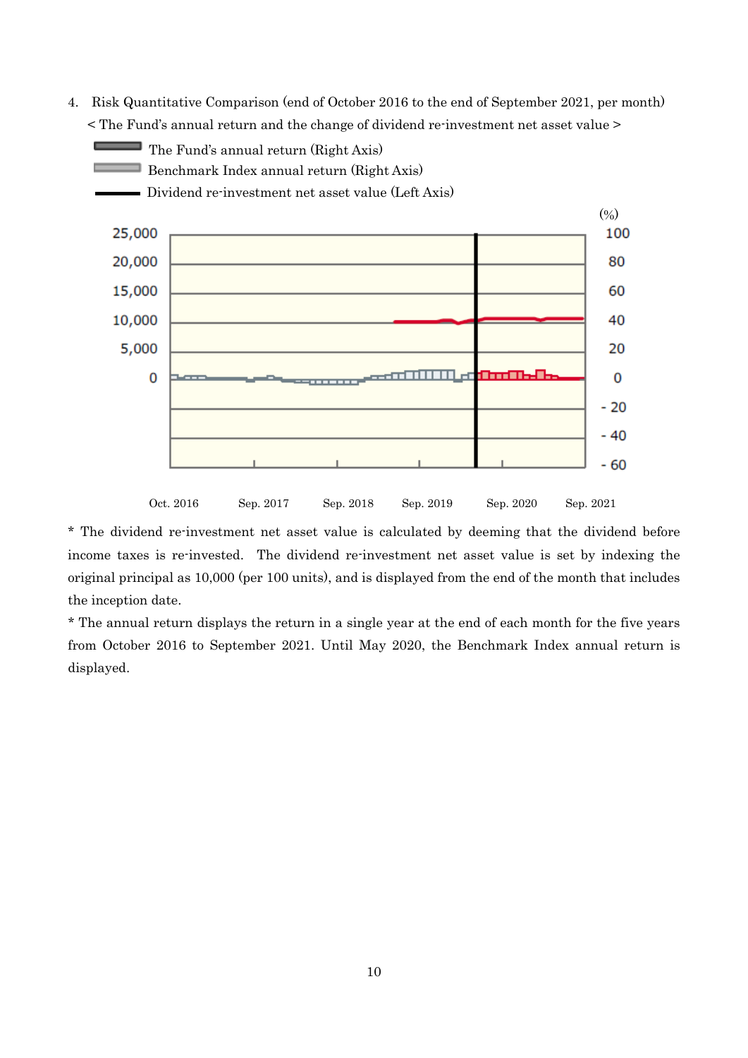4. Risk Quantitative Comparison (end of October 2016 to the end of September 2021, per month)

< The Fund's annual return and the change of dividend re-investment net asset value >

The Fund's annual return (Right Axis)
Benchmark Index annual return (Right Axis)
Dividend re-investment net asset value (Left Axis)

* The dividend re-investment net asset value is calculated by deeming that the dividend before income taxes is re-invested. The dividend re-investment net asset value is set by indexing the original principal as 10,000 (per 100 units), and is displayed from the end of the month that includes the inception date.

* The annual return displays the return in a single year at the end of each month for the five years from October 2016 to September 2021. Until May 2020, the Benchmark Index annual return is displayed.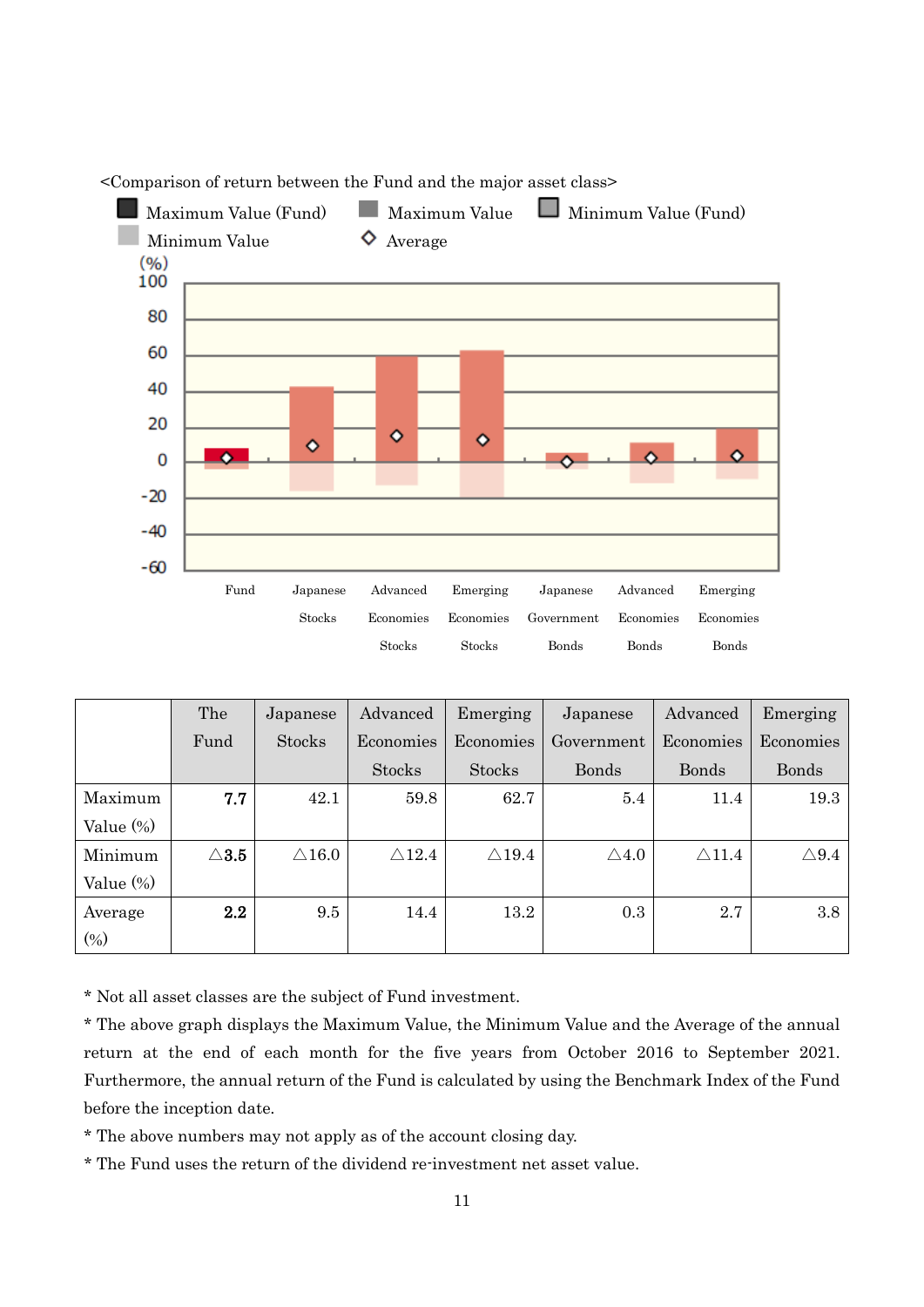<Comparison of return between the Fund and the major asset class>

| | The Fund | Japanese Stocks | Advanced Economies Stocks | Emerging Economies Stocks | Japanese Government Bonds | Advanced Economies Bonds | Emerging Economies Bonds |
|---|---|---|---|---|---|---|---|
| Maximum Value (%) | **7.7** | 42.1 | 59.8 | 62.7 | 5.4 | 11.4 | 19.3 |
| Minimum Value (%) | △**3.5** | △16.0 | △12.4 | △19.4 | △4.0 | △11.4 | △9.4 |
| Average (%) | **2.2** | 9.5 | 14.4 | 13.2 | 0.3 | 2.7 | 3.8 |

* Not all asset classes are the subject of Fund investment.
* The above graph displays the Maximum Value, the Minimum Value and the Average of the annual return at the end of each month for the five years from October 2016 to September 2021. Furthermore, the annual return of the Fund is calculated by using the Benchmark Index of the Fund before the inception date.
* The above numbers may not apply as of the account closing day.
* The Fund uses the return of the dividend re-investment net asset value.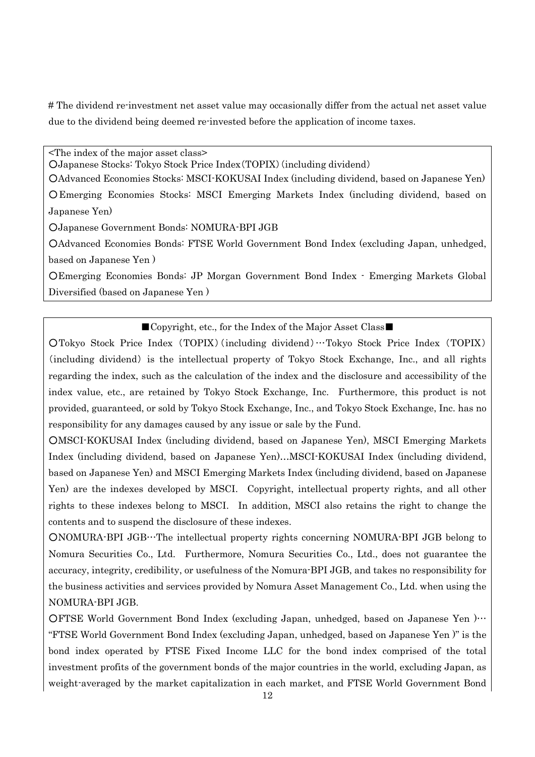# The dividend re-investment net asset value may occasionally differ from the actual net asset value due to the dividend being deemed re-invested before the application of income taxes.

<The index of the major asset class>

○Japanese Stocks: Tokyo Stock Price Index(TOPIX) (including dividend)

○Advanced Economies Stocks: MSCI-KOKUSAI Index (including dividend, based on Japanese Yen)

○Emerging Economies Stocks: MSCI Emerging Markets Index (including dividend, based on Japanese Yen)

○Japanese Government Bonds: NOMURA-BPI JGB

○Advanced Economies Bonds: FTSE World Government Bond Index (excluding Japan, unhedged, based on Japanese Yen )

○Emerging Economies Bonds: JP Morgan Government Bond Index - Emerging Markets Global Diversified (based on Japanese Yen )

■Copyright, etc., for the Index of the Major Asset Class■

○Tokyo Stock Price Index (TOPIX) (including dividend)…Tokyo Stock Price Index (TOPIX) (including dividend) is the intellectual property of Tokyo Stock Exchange, Inc., and all rights regarding the index, such as the calculation of the index and the disclosure and accessibility of the index value, etc., are retained by Tokyo Stock Exchange, Inc. Furthermore, this product is not provided, guaranteed, or sold by Tokyo Stock Exchange, Inc., and Tokyo Stock Exchange, Inc. has no responsibility for any damages caused by any issue or sale by the Fund.

○MSCI-KOKUSAI Index (including dividend, based on Japanese Yen), MSCI Emerging Markets Index (including dividend, based on Japanese Yen)…MSCI-KOKUSAI Index (including dividend, based on Japanese Yen) and MSCI Emerging Markets Index (including dividend, based on Japanese Yen) are the indexes developed by MSCI. Copyright, intellectual property rights, and all other rights to these indexes belong to MSCI. In addition, MSCI also retains the right to change the contents and to suspend the disclosure of these indexes.

○NOMURA-BPI JGB…The intellectual property rights concerning NOMURA-BPI JGB belong to Nomura Securities Co., Ltd. Furthermore, Nomura Securities Co., Ltd., does not guarantee the accuracy, integrity, credibility, or usefulness of the Nomura-BPI JGB, and takes no responsibility for the business activities and services provided by Nomura Asset Management Co., Ltd. when using the NOMURA-BPI JGB.

○FTSE World Government Bond Index (excluding Japan, unhedged, based on Japanese Yen )… "FTSE World Government Bond Index (excluding Japan, unhedged, based on Japanese Yen )" is the bond index operated by FTSE Fixed Income LLC for the bond index comprised of the total investment profits of the government bonds of the major countries in the world, excluding Japan, as weight-averaged by the market capitalization in each market, and FTSE World Government Bond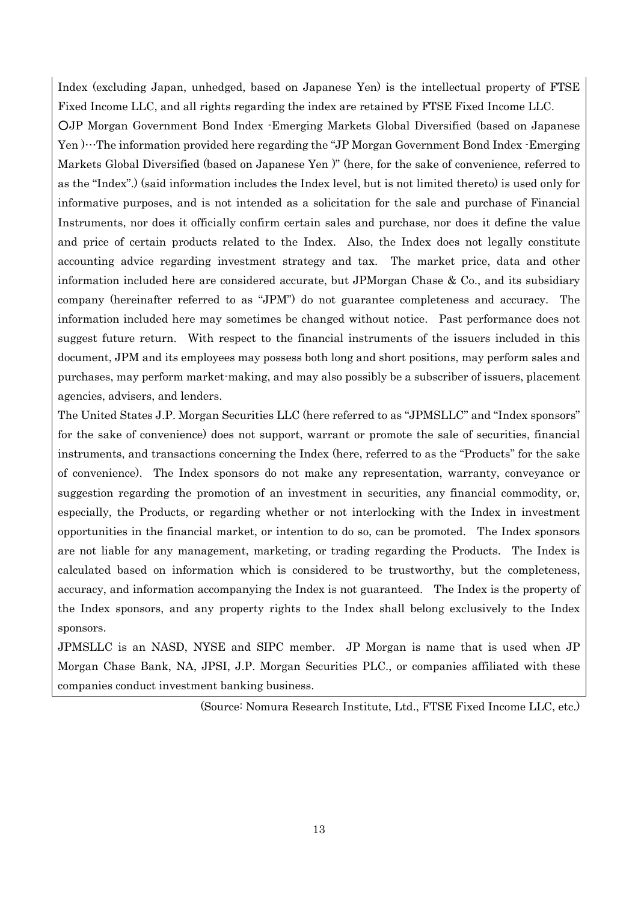Index (excluding Japan, unhedged, based on Japanese Yen) is the intellectual property of FTSE Fixed Income LLC, and all rights regarding the index are retained by FTSE Fixed Income LLC.

○JP Morgan Government Bond Index -Emerging Markets Global Diversified (based on Japanese Yen )…The information provided here regarding the "JP Morgan Government Bond Index -Emerging Markets Global Diversified (based on Japanese Yen )" (here, for the sake of convenience, referred to as the "Index".) (said information includes the Index level, but is not limited thereto) is used only for informative purposes, and is not intended as a solicitation for the sale and purchase of Financial Instruments, nor does it officially confirm certain sales and purchase, nor does it define the value and price of certain products related to the Index. Also, the Index does not legally constitute accounting advice regarding investment strategy and tax. The market price, data and other information included here are considered accurate, but JPMorgan Chase & Co., and its subsidiary company (hereinafter referred to as "JPM") do not guarantee completeness and accuracy. The information included here may sometimes be changed without notice. Past performance does not suggest future return. With respect to the financial instruments of the issuers included in this document, JPM and its employees may possess both long and short positions, may perform sales and purchases, may perform market-making, and may also possibly be a subscriber of issuers, placement agencies, advisers, and lenders.

The United States J.P. Morgan Securities LLC (here referred to as "JPMSLLC" and "Index sponsors" for the sake of convenience) does not support, warrant or promote the sale of securities, financial instruments, and transactions concerning the Index (here, referred to as the "Products" for the sake of convenience). The Index sponsors do not make any representation, warranty, conveyance or suggestion regarding the promotion of an investment in securities, any financial commodity, or, especially, the Products, or regarding whether or not interlocking with the Index in investment opportunities in the financial market, or intention to do so, can be promoted. The Index sponsors are not liable for any management, marketing, or trading regarding the Products. The Index is calculated based on information which is considered to be trustworthy, but the completeness, accuracy, and information accompanying the Index is not guaranteed. The Index is the property of the Index sponsors, and any property rights to the Index shall belong exclusively to the Index sponsors.

JPMSLLC is an NASD, NYSE and SIPC member. JP Morgan is name that is used when JP Morgan Chase Bank, NA, JPSI, J.P. Morgan Securities PLC., or companies affiliated with these companies conduct investment banking business.

(Source: Nomura Research Institute, Ltd., FTSE Fixed Income LLC, etc.)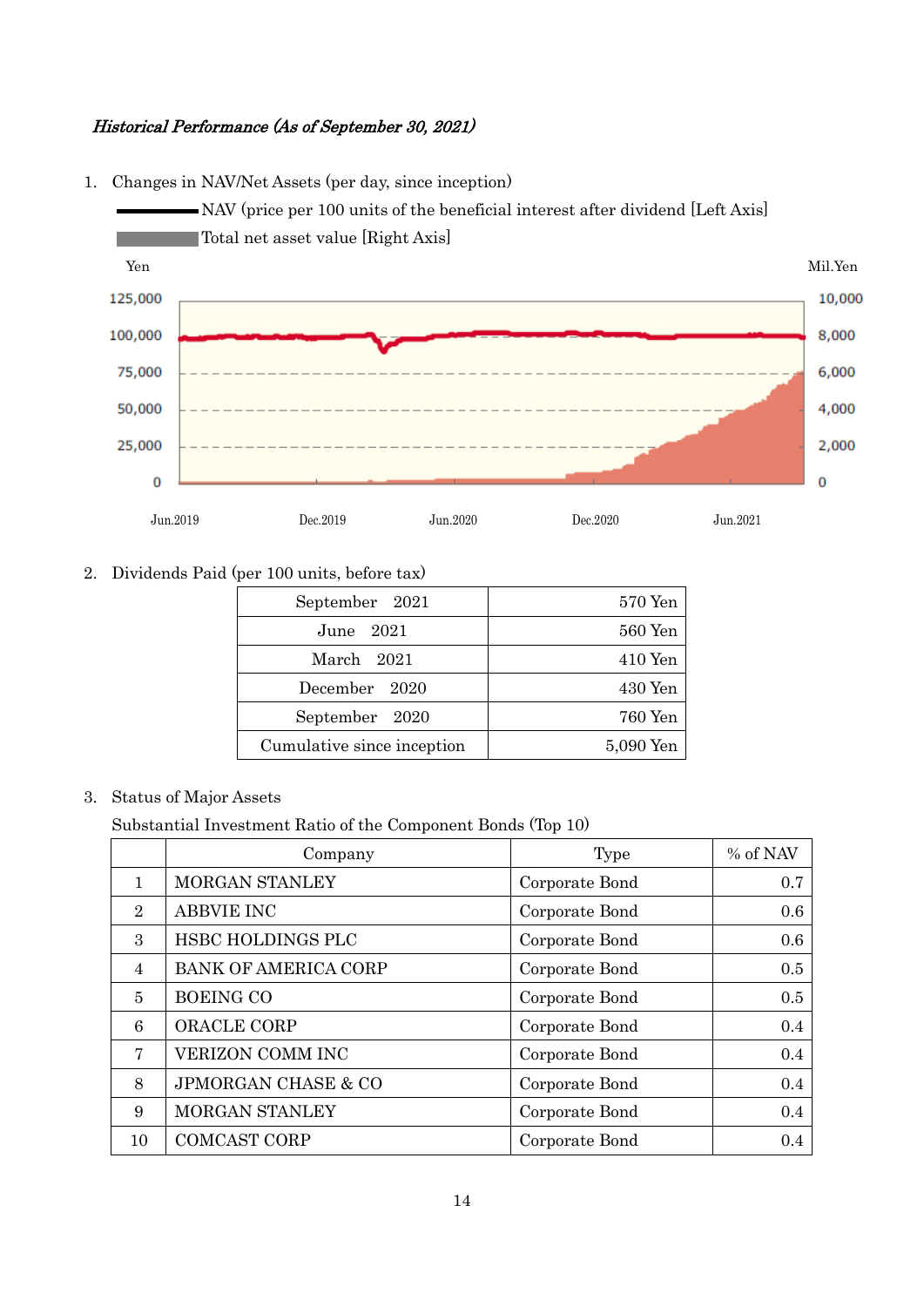*Historical Performance (As of September 30, 2021)*

1. Changes in NAV/Net Assets (per day, since inception)

NAV (price per 100 units of the beneficial interest after dividend [Left Axis]

Total net asset value [Right Axis]

2. Dividends Paid (per 100 units, before tax)

| | |
|---|---|
| September 2021 | 570 Yen |
| June 2021 | 560 Yen |
| March 2021 | 410 Yen |
| December 2020 | 430 Yen |
| September 2020 | 760 Yen |
| Cumulative since inception | 5,090 Yen |

3. Status of Major Assets

Substantial Investment Ratio of the Component Bonds (Top 10)

| | Company | Type | % of NAV |
|---|---|---|---|
| 1 | MORGAN STANLEY | Corporate Bond | 0.7 |
| 2 | ABBVIE INC | Corporate Bond | 0.6 |
| 3 | HSBC HOLDINGS PLC | Corporate Bond | 0.6 |
| 4 | BANK OF AMERICA CORP | Corporate Bond | 0.5 |
| 5 | BOEING CO | Corporate Bond | 0.5 |
| 6 | ORACLE CORP | Corporate Bond | 0.4 |
| 7 | VERIZON COMM INC | Corporate Bond | 0.4 |
| 8 | JPMORGAN CHASE & CO | Corporate Bond | 0.4 |
| 9 | MORGAN STANLEY | Corporate Bond | 0.4 |
| 10 | COMCAST CORP | Corporate Bond | 0.4 |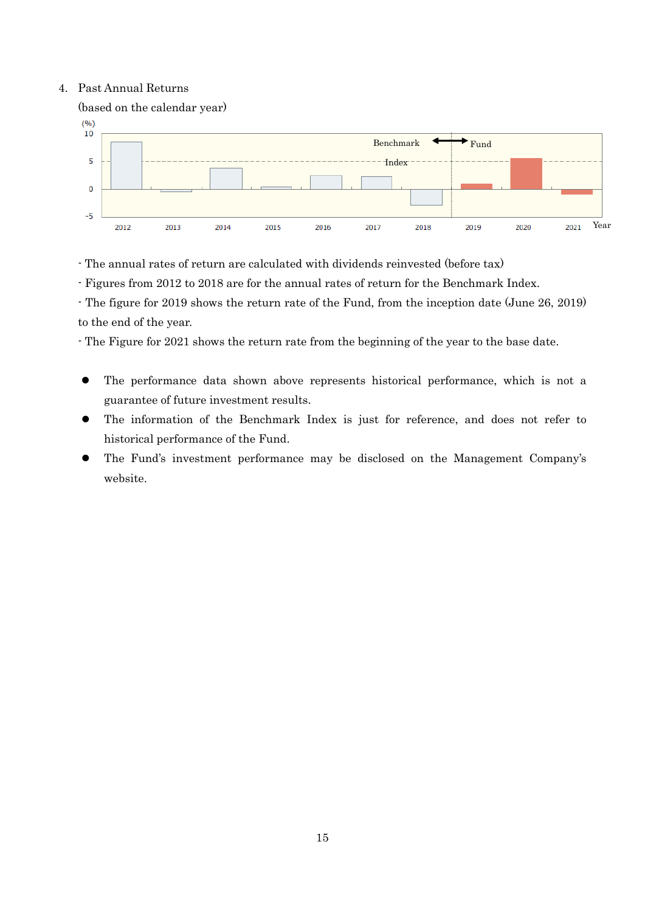4. Past Annual Returns

(based on the calendar year)

- The annual rates of return are calculated with dividends reinvested (before tax)
- Figures from 2012 to 2018 are for the annual rates of return for the Benchmark Index.
- The figure for 2019 shows the return rate of the Fund, from the inception date (June 26, 2019) to the end of the year.
- The Figure for 2021 shows the return rate from the beginning of the year to the base date.

- The performance data shown above represents historical performance, which is not a guarantee of future investment results.
- The information of the Benchmark Index is just for reference, and does not refer to historical performance of the Fund.
- The Fund's investment performance may be disclosed on the Management Company's website.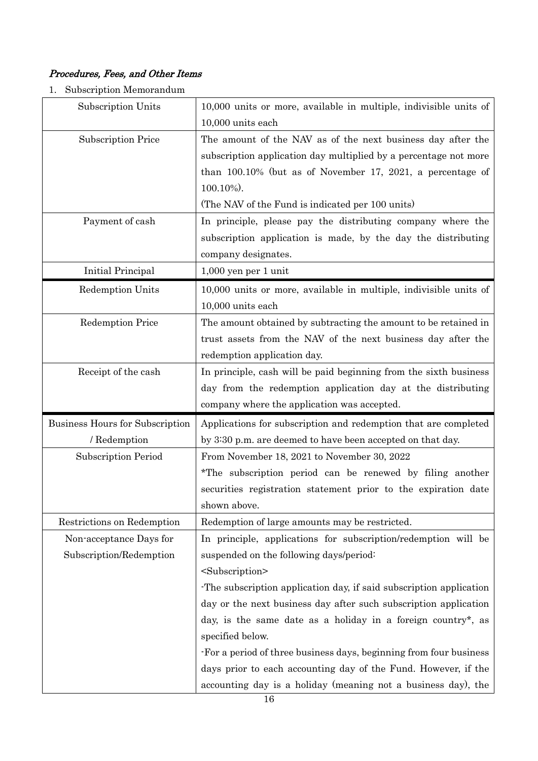*Procedures, Fees, and Other Items*

1. Subscription Memorandum

| | |
|---|---|
| Subscription Units | 10,000 units or more, available in multiple, indivisible units of 10,000 units each |
| Subscription Price | The amount of the NAV as of the next business day after the subscription application day multiplied by a percentage not more than 100.10% (but as of November 17, 2021, a percentage of 100.10%).<br>(The NAV of the Fund is indicated per 100 units) |
| Payment of cash | In principle, please pay the distributing company where the subscription application is made, by the day the distributing company designates. |
| Initial Principal | 1,000 yen per 1 unit |
| Redemption Units | 10,000 units or more, available in multiple, indivisible units of 10,000 units each |
| Redemption Price | The amount obtained by subtracting the amount to be retained in trust assets from the NAV of the next business day after the redemption application day. |
| Receipt of the cash | In principle, cash will be paid beginning from the sixth business day from the redemption application day at the distributing company where the application was accepted. |
| Business Hours for Subscription / Redemption | Applications for subscription and redemption that are completed by 3:30 p.m. are deemed to have been accepted on that day. |
| Subscription Period | From November 18, 2021 to November 30, 2022<br>*The subscription period can be renewed by filing another securities registration statement prior to the expiration date shown above. |
| Restrictions on Redemption | Redemption of large amounts may be restricted. |
| Non-acceptance Days for Subscription/Redemption | In principle, applications for subscription/redemption will be suspended on the following days/period:<br><Subscription><br>-The subscription application day, if said subscription application day or the next business day after such subscription application day, is the same date as a holiday in a foreign country*, as specified below.<br>-For a period of three business days, beginning from four business days prior to each accounting day of the Fund. However, if the accounting day is a holiday (meaning not a business day), the |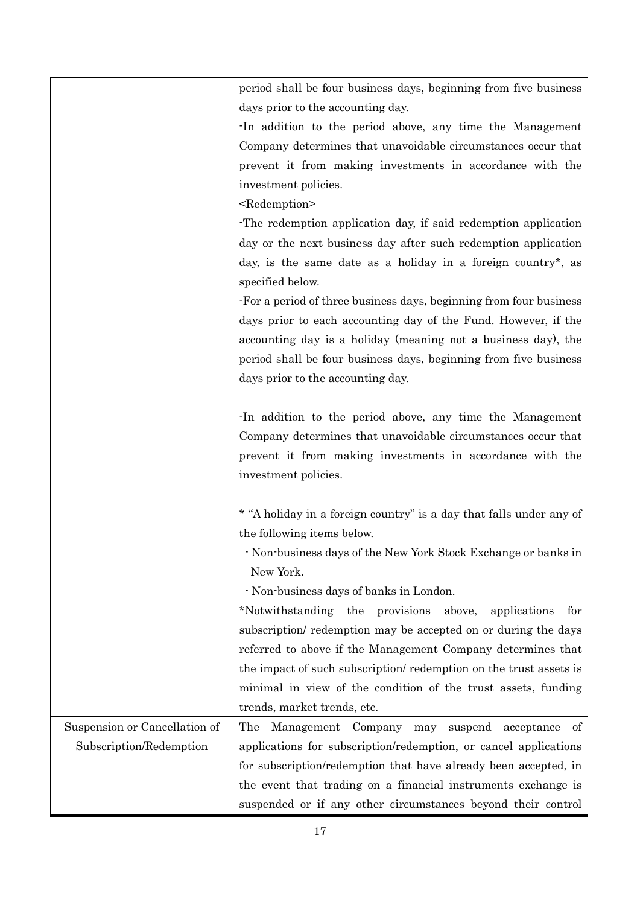| | |
|---|---|
| | period shall be four business days, beginning from five business days prior to the accounting day.<br>-In addition to the period above, any time the Management Company determines that unavoidable circumstances occur that prevent it from making investments in accordance with the investment policies.<br><Redemption><br>-The redemption application day, if said redemption application day or the next business day after such redemption application day, is the same date as a holiday in a foreign country*, as specified below.<br>-For a period of three business days, beginning from four business days prior to each accounting day of the Fund. However, if the accounting day is a holiday (meaning not a business day), the period shall be four business days, beginning from five business days prior to the accounting day.<br><br>-In addition to the period above, any time the Management Company determines that unavoidable circumstances occur that prevent it from making investments in accordance with the investment policies.<br><br>* "A holiday in a foreign country" is a day that falls under any of the following items below.<br>- Non-business days of the New York Stock Exchange or banks in New York.<br>- Non-business days of banks in London.<br>*Notwithstanding the provisions above, applications for subscription/ redemption may be accepted on or during the days referred to above if the Management Company determines that the impact of such subscription/ redemption on the trust assets is minimal in view of the condition of the trust assets, funding trends, market trends, etc. |
| Suspension or Cancellation of Subscription/Redemption | The Management Company may suspend acceptance of applications for subscription/redemption, or cancel applications for subscription/redemption that have already been accepted, in the event that trading on a financial instruments exchange is suspended or if any other circumstances beyond their control |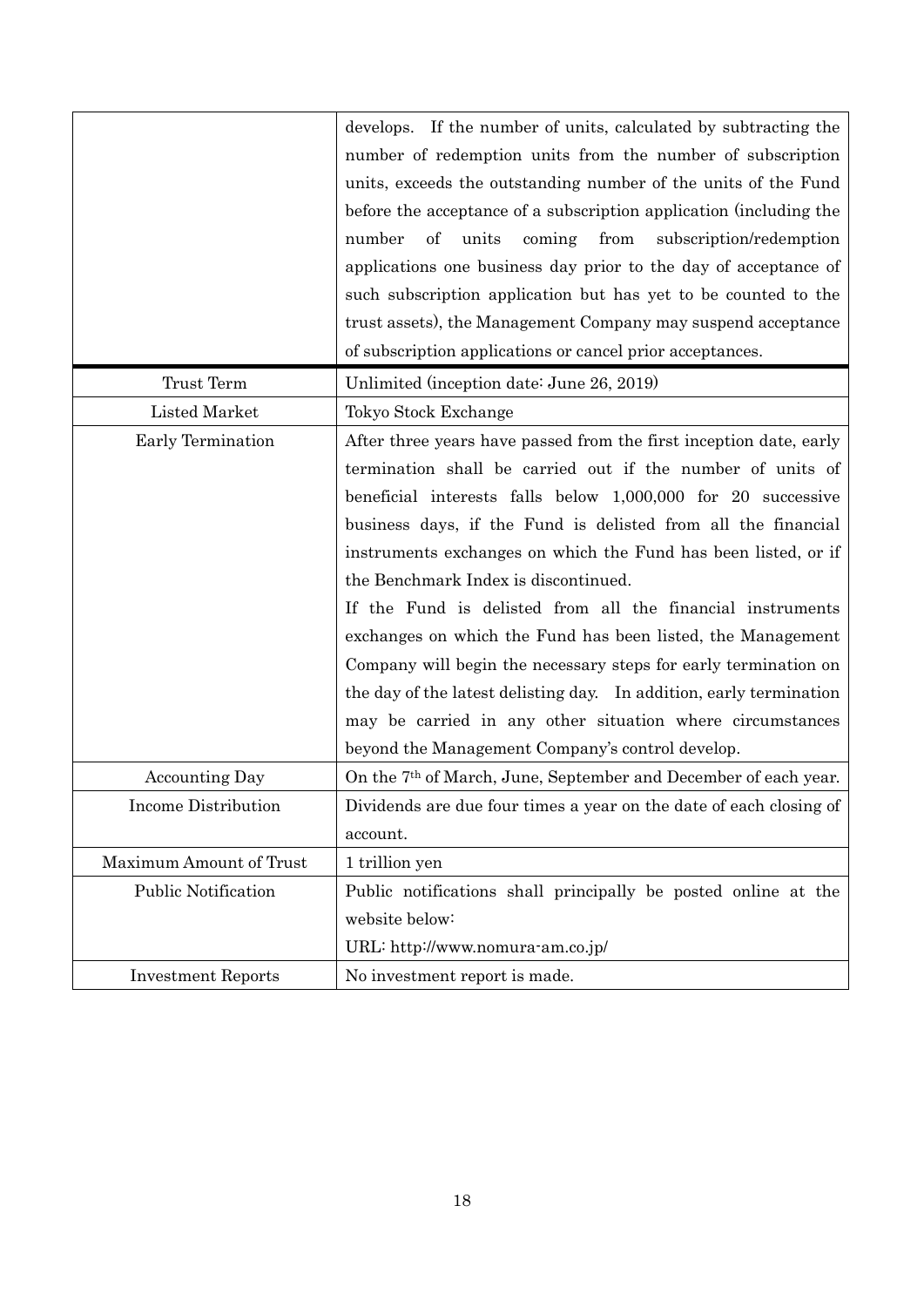| | |
|---|---|
| | develops. If the number of units, calculated by subtracting the number of redemption units from the number of subscription units, exceeds the outstanding number of the units of the Fund before the acceptance of a subscription application (including the number of units coming from subscription/redemption applications one business day prior to the day of acceptance of such subscription application but has yet to be counted to the trust assets), the Management Company may suspend acceptance of subscription applications or cancel prior acceptances. |
| Trust Term | Unlimited (inception date: June 26, 2019) |
| Listed Market | Tokyo Stock Exchange |
| Early Termination | After three years have passed from the first inception date, early termination shall be carried out if the number of units of beneficial interests falls below 1,000,000 for 20 successive business days, if the Fund is delisted from all the financial instruments exchanges on which the Fund has been listed, or if the Benchmark Index is discontinued.<br>If the Fund is delisted from all the financial instruments exchanges on which the Fund has been listed, the Management Company will begin the necessary steps for early termination on the day of the latest delisting day. In addition, early termination may be carried in any other situation where circumstances beyond the Management Company's control develop. |
| Accounting Day | On the 7th of March, June, September and December of each year. |
| Income Distribution | Dividends are due four times a year on the date of each closing of account. |
| Maximum Amount of Trust | 1 trillion yen |
| Public Notification | Public notifications shall principally be posted online at the website below:<br>URL: http://www.nomura-am.co.jp/ |
| Investment Reports | No investment report is made. |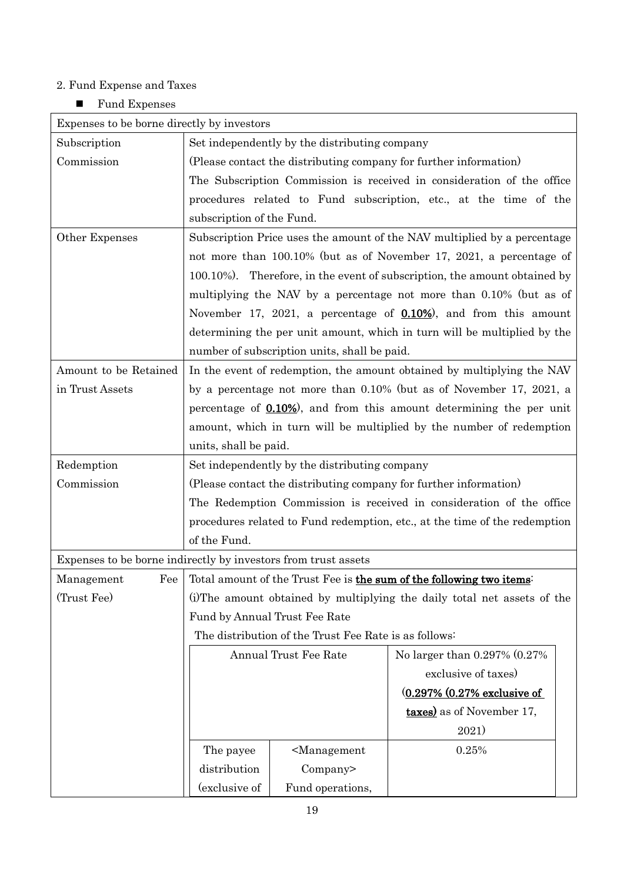## 2. Fund Expense and Taxes

- **Fund Expenses**

| Expenses to be borne directly by investors | |
|---|---|
| Subscription Commission | Set independently by the distributing company (Please contact the distributing company for further information) The Subscription Commission is received in consideration of the office procedures related to Fund subscription, etc., at the time of the subscription of the Fund. |
| Other Expenses | Subscription Price uses the amount of the NAV multiplied by a percentage not more than 100.10% (but as of November 17, 2021, a percentage of 100.10%). Therefore, in the event of subscription, the amount obtained by multiplying the NAV by a percentage not more than 0.10% (but as of November 17, 2021, a percentage of **0.10%**), and from this amount determining the per unit amount, which in turn will be multiplied by the number of subscription units, shall be paid. |
| Amount to be Retained in Trust Assets | In the event of redemption, the amount obtained by multiplying the NAV by a percentage not more than 0.10% (but as of November 17, 2021, a percentage of **0.10%**), and from this amount determining the per unit amount, which in turn will be multiplied by the number of redemption units, shall be paid. |
| Redemption Commission | Set independently by the distributing company (Please contact the distributing company for further information) The Redemption Commission is received in consideration of the office procedures related to Fund redemption, etc., at the time of the redemption of the Fund. |
| **Expenses to be borne indirectly by investors from trust assets** | |
| Management Fee (Trust Fee) | Total amount of the Trust Fee is **the sum of the following two items**: (i)The amount obtained by multiplying the daily total net assets of the Fund by Annual Trust Fee Rate. The distribution of the Trust Fee Rate is as follows: |

| Annual Trust Fee Rate | | No larger than 0.297% (0.27% exclusive of taxes) (**0.297% (0.27% exclusive of taxes)** as of November 17, 2021) |
|---|---|---|
| The payee distribution (exclusive of | <Management Company> Fund operations, | 0.25% |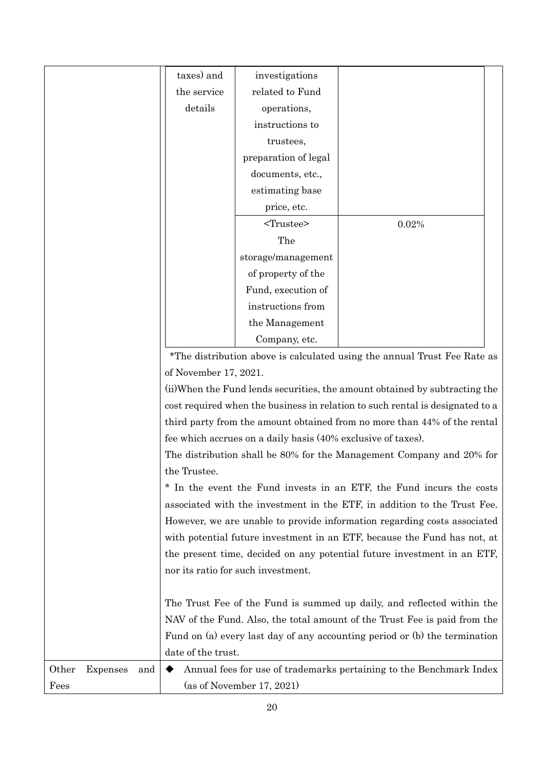| | | | |
|---|---|---|---|
| | taxes) and the service details | investigations related to Fund operations, instructions to trustees, preparation of legal documents, etc., estimating base price, etc. | |
| | | <Trustee> The storage/management of property of the Fund, execution of instructions from the Management Company, etc. | 0.02% |

*The distribution above is calculated using the annual Trust Fee Rate as of November 17, 2021.

(ii)When the Fund lends securities, the amount obtained by subtracting the cost required when the business in relation to such rental is designated to a third party from the amount obtained from no more than 44% of the rental fee which accrues on a daily basis (40% exclusive of taxes).

The distribution shall be 80% for the Management Company and 20% for the Trustee.

* In the event the Fund invests in an ETF, the Fund incurs the costs associated with the investment in the ETF, in addition to the Trust Fee. However, we are unable to provide information regarding costs associated with potential future investment in an ETF, because the Fund has not, at the present time, decided on any potential future investment in an ETF, nor its ratio for such investment.

The Trust Fee of the Fund is summed up daily, and reflected within the NAV of the Fund. Also, the total amount of the Trust Fee is paid from the Fund on (a) every last day of any accounting period or (b) the termination date of the trust.

| | |
|---|---|
| Other Expenses and Fees | ◆ Annual fees for use of trademarks pertaining to the Benchmark Index (as of November 17, 2021) |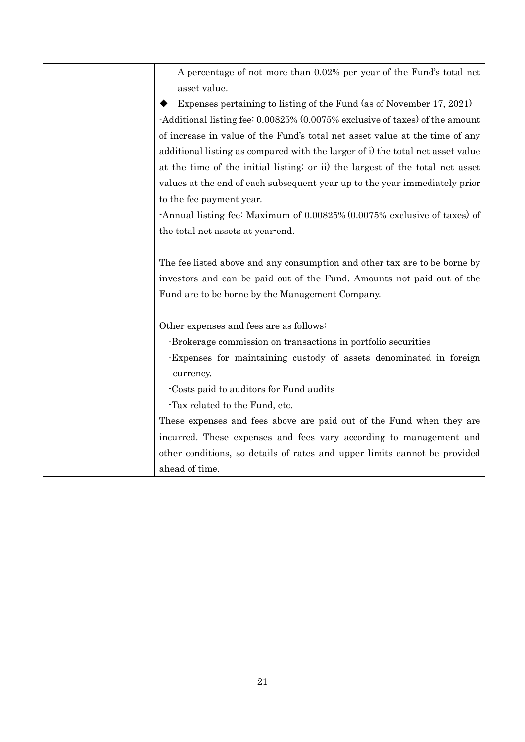|  | A percentage of not more than 0.02% per year of the Fund's total net asset value.<br><br>◆ Expenses pertaining to listing of the Fund (as of November 17, 2021)<br>-Additional listing fee: 0.00825% (0.0075% exclusive of taxes) of the amount of increase in value of the Fund's total net asset value at the time of any additional listing as compared with the larger of i) the total net asset value at the time of the initial listing; or ii) the largest of the total net asset values at the end of each subsequent year up to the year immediately prior to the fee payment year.<br>-Annual listing fee: Maximum of 0.00825% (0.0075% exclusive of taxes) of the total net assets at year-end.<br><br>The fee listed above and any consumption and other tax are to be borne by investors and can be paid out of the Fund. Amounts not paid out of the Fund are to be borne by the Management Company.<br><br>Other expenses and fees are as follows:<br>-Brokerage commission on transactions in portfolio securities<br>-Expenses for maintaining custody of assets denominated in foreign currency.<br>-Costs paid to auditors for Fund audits<br>-Tax related to the Fund, etc.<br>These expenses and fees above are paid out of the Fund when they are incurred. These expenses and fees vary according to management and other conditions, so details of rates and upper limits cannot be provided ahead of time. |
|---|---|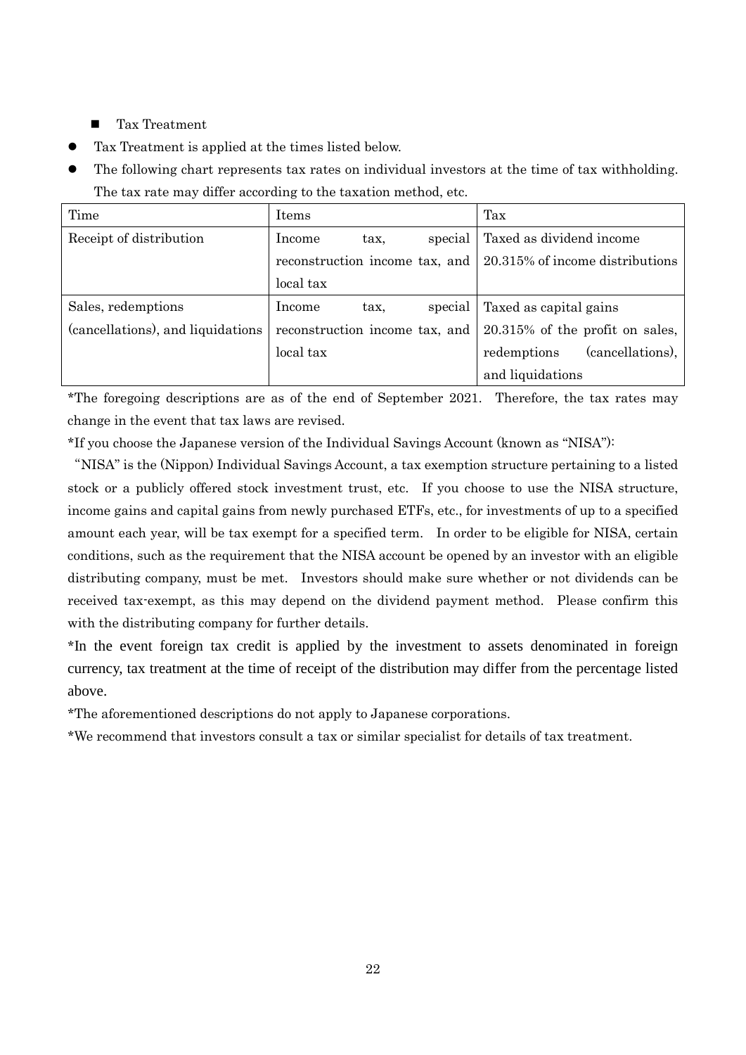- Tax Treatment

- Tax Treatment is applied at the times listed below.
- The following chart represents tax rates on individual investors at the time of tax withholding. The tax rate may differ according to the taxation method, etc.

| Time | Items | Tax |
|---|---|---|
| Receipt of distribution | Income tax, special reconstruction income tax, and local tax | Taxed as dividend income<br>20.315% of income distributions |
| Sales, redemptions (cancellations), and liquidations | Income tax, special reconstruction income tax, and local tax | Taxed as capital gains<br>20.315% of the profit on sales, redemptions (cancellations), and liquidations |

*The foregoing descriptions are as of the end of September 2021. Therefore, the tax rates may change in the event that tax laws are revised.

*If you choose the Japanese version of the Individual Savings Account (known as "NISA"):

"NISA" is the (Nippon) Individual Savings Account, a tax exemption structure pertaining to a listed stock or a publicly offered stock investment trust, etc. If you choose to use the NISA structure, income gains and capital gains from newly purchased ETFs, etc., for investments of up to a specified amount each year, will be tax exempt for a specified term. In order to be eligible for NISA, certain conditions, such as the requirement that the NISA account be opened by an investor with an eligible distributing company, must be met. Investors should make sure whether or not dividends can be received tax-exempt, as this may depend on the dividend payment method. Please confirm this with the distributing company for further details.

*In the event foreign tax credit is applied by the investment to assets denominated in foreign currency, tax treatment at the time of receipt of the distribution may differ from the percentage listed above.

*The aforementioned descriptions do not apply to Japanese corporations.

*We recommend that investors consult a tax or similar specialist for details of tax treatment.